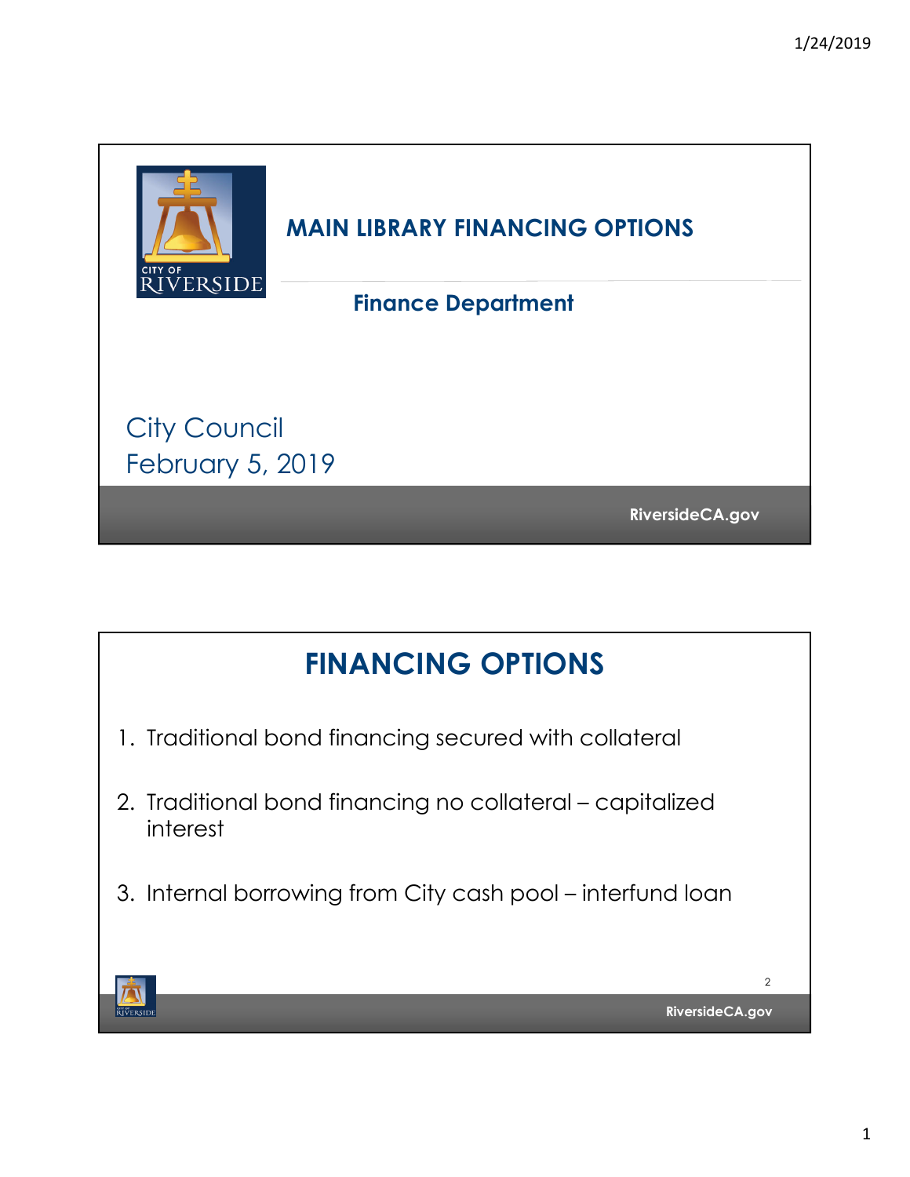# MAIN LIBRARY FINANCING OPTIONS

**Finance Department**

City Council
February 5, 2019

RiversideCA.gov

## FINANCING OPTIONS

1. Traditional bond financing secured with collateral
2. Traditional bond financing no collateral – capitalized interest
3. Internal borrowing from City cash pool – interfund loan

RiversideCA.gov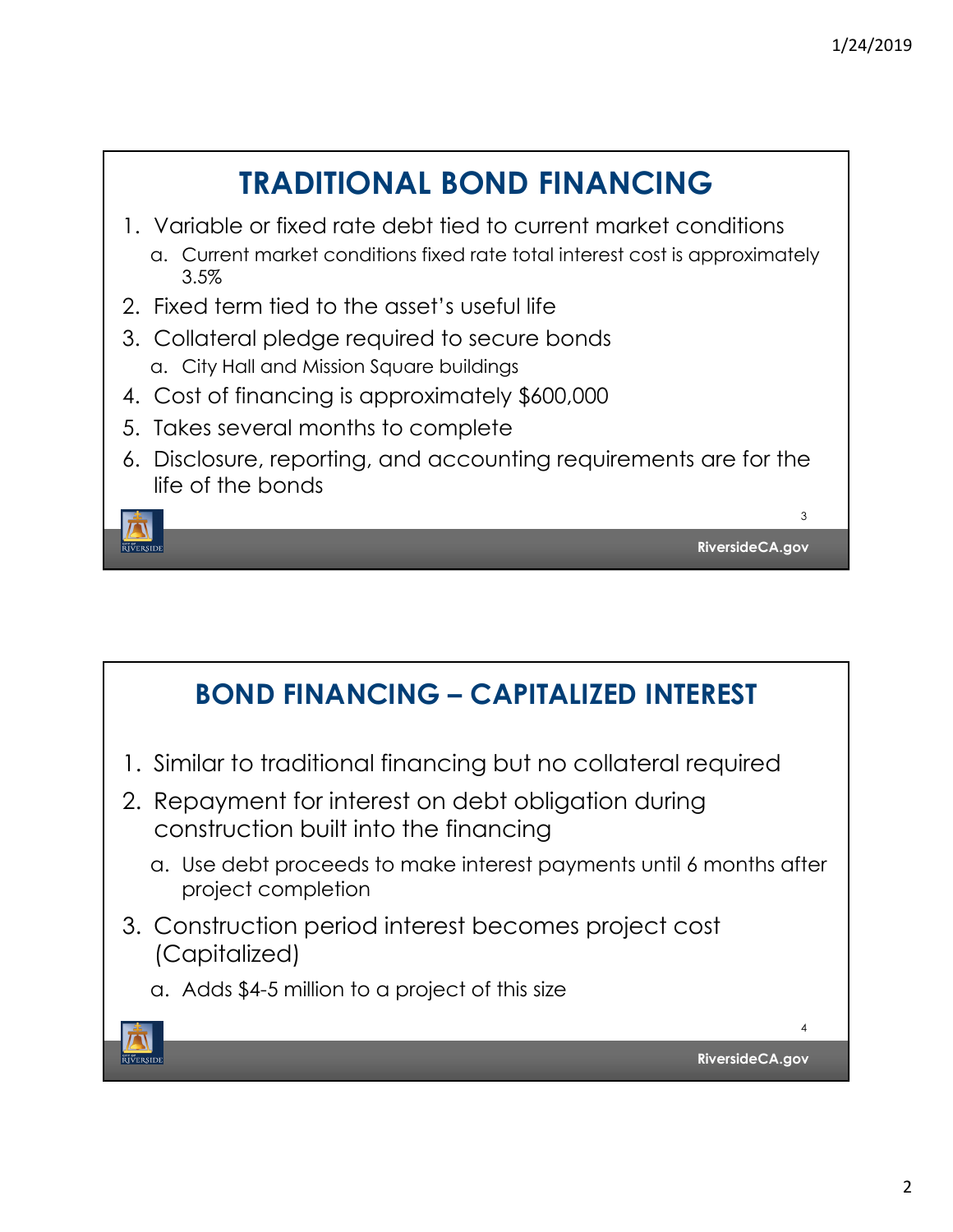# TRADITIONAL BOND FINANCING

1. Variable or fixed rate debt tied to current market conditions
   a. Current market conditions fixed rate total interest cost is approximately 3.5%
2. Fixed term tied to the asset's useful life
3. Collateral pledge required to secure bonds
   a. City Hall and Mission Square buildings
4. Cost of financing is approximately $600,000
5. Takes several months to complete
6. Disclosure, reporting, and accounting requirements are for the life of the bonds

# BOND FINANCING – CAPITALIZED INTEREST

1. Similar to traditional financing but no collateral required
2. Repayment for interest on debt obligation during construction built into the financing
   a. Use debt proceeds to make interest payments until 6 months after project completion
3. Construction period interest becomes project cost (Capitalized)
   a. Adds $4-5 million to a project of this size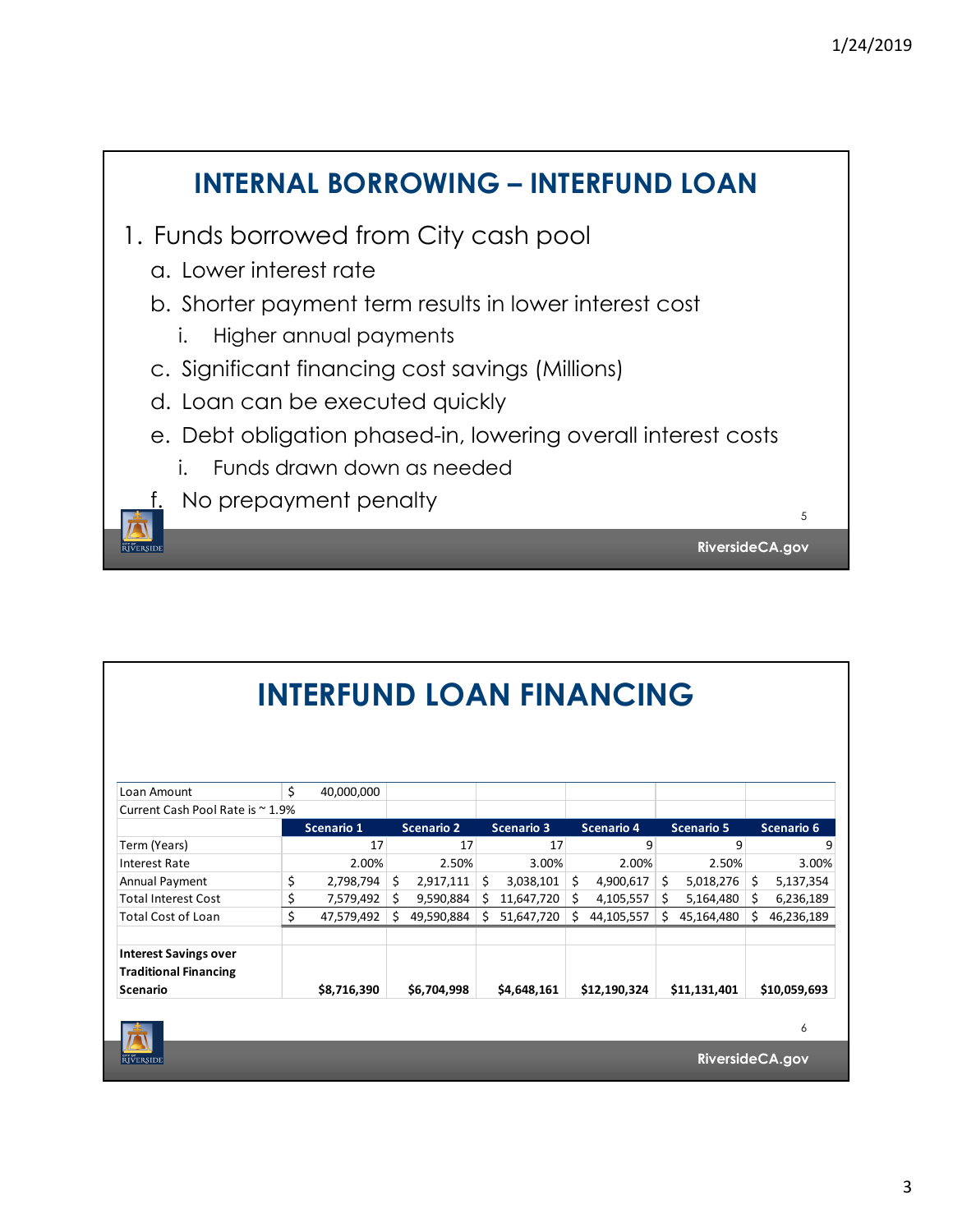# INTERNAL BORROWING – INTERFUND LOAN

1. Funds borrowed from City cash pool
   a. Lower interest rate
   b. Shorter payment term results in lower interest cost
      i. Higher annual payments
   c. Significant financing cost savings (Millions)
   d. Loan can be executed quickly
   e. Debt obligation phased-in, lowering overall interest costs
      i. Funds drawn down as needed
   f. No prepayment penalty

# INTERFUND LOAN FINANCING

| Loan Amount | $ 40,000,000 | | | | | |
|---|---|---|---|---|---|---|
| Current Cash Pool Rate is ~ 1.9% | | | | | | |
| | **Scenario 1** | **Scenario 2** | **Scenario 3** | **Scenario 4** | **Scenario 5** | **Scenario 6** |
| Term (Years) | 17 | 17 | 17 | 9 | 9 | 9 |
| Interest Rate | 2.00% | 2.50% | 3.00% | 2.00% | 2.50% | 3.00% |
| Annual Payment | $ 2,798,794 | $ 2,917,111 | $ 3,038,101 | $ 4,900,617 | $ 5,018,276 | $ 5,137,354 |
| Total Interest Cost | $ 7,579,492 | $ 9,590,884 | $ 11,647,720 | $ 4,105,557 | $ 5,164,480 | $ 6,236,189 |
| Total Cost of Loan | $ 47,579,492 | $ 49,590,884 | $ 51,647,720 | $ 44,105,557 | $ 45,164,480 | $ 46,236,189 |
| | | | | | | |
| **Interest Savings over Traditional Financing Scenario** | **$8,716,390** | **$6,704,998** | **$4,648,161** | **$12,190,324** | **$11,131,401** | **$10,059,693** |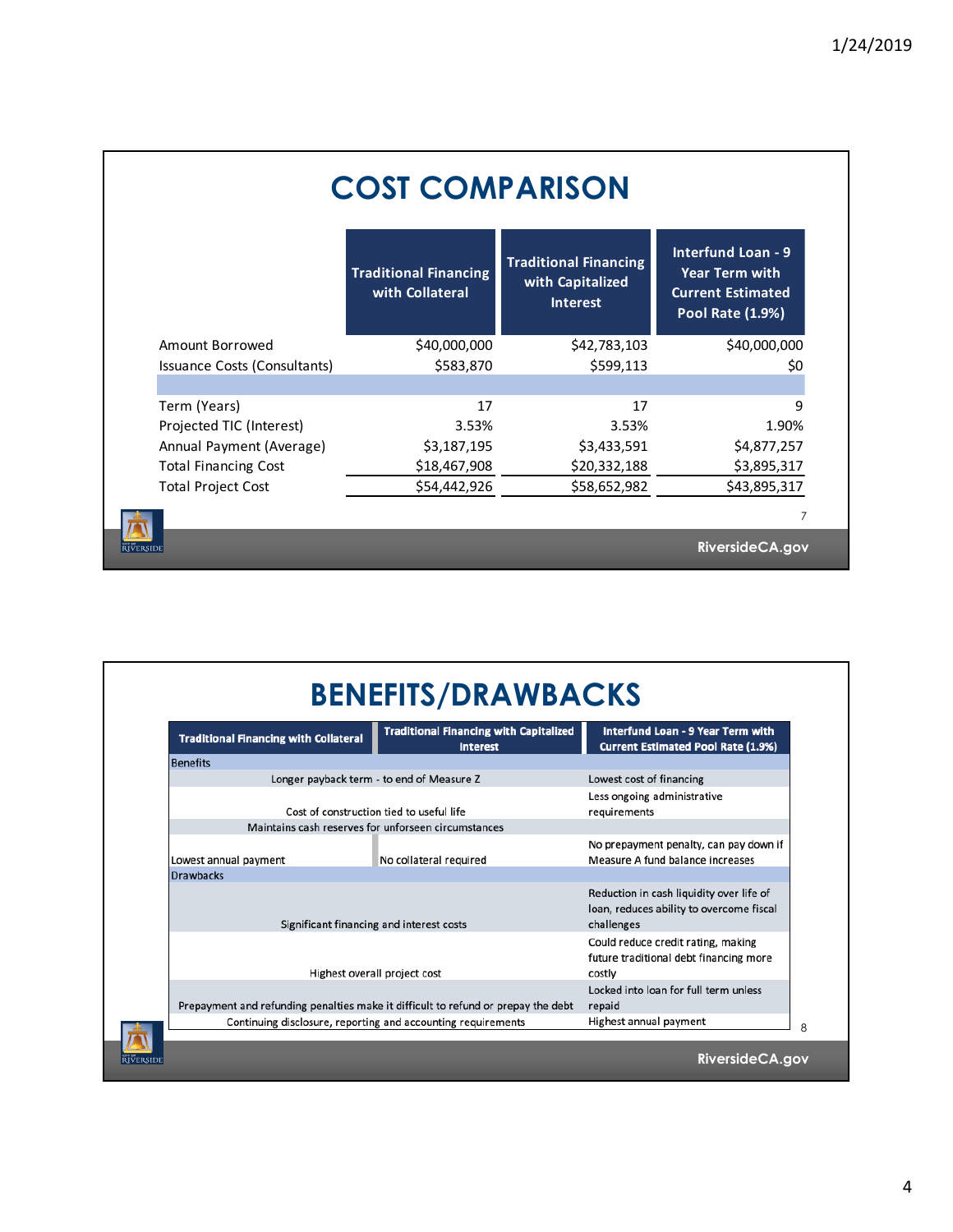## COST COMPARISON

| | Traditional Financing with Collateral | Traditional Financing with Capitalized Interest | Interfund Loan - 9 Year Term with Current Estimated Pool Rate (1.9%) |
|---|---|---|---|
| Amount Borrowed | $40,000,000 | $42,783,103 | $40,000,000 |
| Issuance Costs (Consultants) | $583,870 | $599,113 | $0 |
| | | | |
| Term (Years) | 17 | 17 | 9 |
| Projected TIC (Interest) | 3.53% | 3.53% | 1.90% |
| Annual Payment (Average) | $3,187,195 | $3,433,591 | $4,877,257 |
| Total Financing Cost | $18,467,908 | $20,332,188 | $3,895,317 |
| Total Project Cost | $54,442,926 | $58,652,982 | $43,895,317 |

## BENEFITS/DRAWBACKS

| Traditional Financing with Collateral | Traditional Financing with Capitalized Interest | Interfund Loan - 9 Year Term with Current Estimated Pool Rate (1.9%) |
|---|---|---|
| **Benefits** | | |
| Longer payback term - to end of Measure Z | | Lowest cost of financing |
| Cost of construction tied to useful life | | Less ongoing administrative requirements |
| Maintains cash reserves for unforseen circumstances | | |
| Lowest annual payment | No collateral required | No prepayment penalty, can pay down if Measure A fund balance increases |
| **Drawbacks** | | |
| Significant financing and interest costs | | Reduction in cash liquidity over life of loan, reduces ability to overcome fiscal challenges |
| Highest overall project cost | | Could reduce credit rating, making future traditional debt financing more costly |
| Prepayment and refunding penalties make it difficult to refund or prepay the debt | | Locked into loan for full term unless repaid |
| Continuing disclosure, reporting and accounting requirements | | Highest annual payment |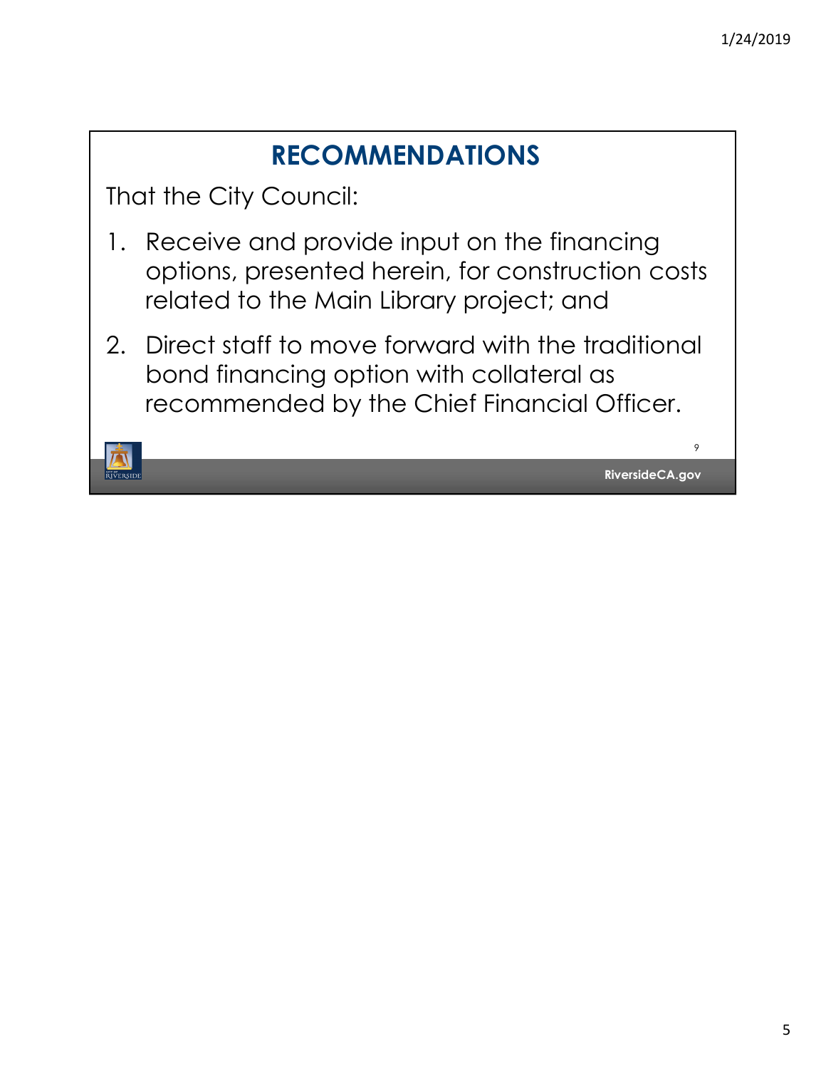# RECOMMENDATIONS

That the City Council:

1. Receive and provide input on the financing options, presented herein, for construction costs related to the Main Library project; and
2. Direct staff to move forward with the traditional bond financing option with collateral as recommended by the Chief Financial Officer.